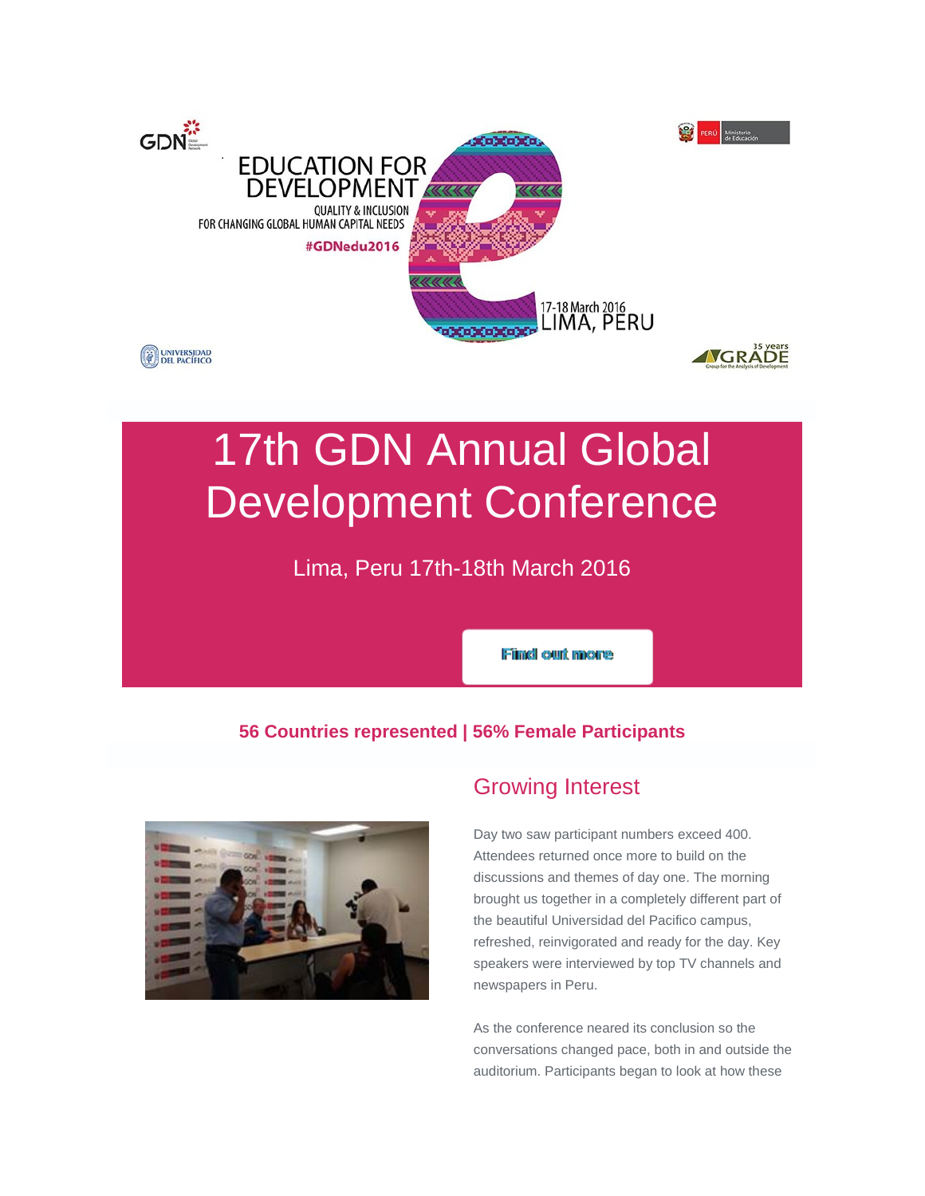EDUCATION FOR DEVELOPMENT

QUALITY & INCLUSION FOR CHANGING GLOBAL HUMAN CAPITAL NEEDS

#GDNedu2016

17-18 March 2016
LIMA, PERU

# 17th GDN Annual Global Development Conference

Lima, Peru 17th-18th March 2016

Find out more

**56 Countries represented | 56% Female Participants**

## Growing Interest

Day two saw participant numbers exceed 400. Attendees returned once more to build on the discussions and themes of day one. The morning brought us together in a completely different part of the beautiful Universidad del Pacifico campus, refreshed, reinvigorated and ready for the day. Key speakers were interviewed by top TV channels and newspapers in Peru.

As the conference neared its conclusion so the conversations changed pace, both in and outside the auditorium. Participants began to look at how these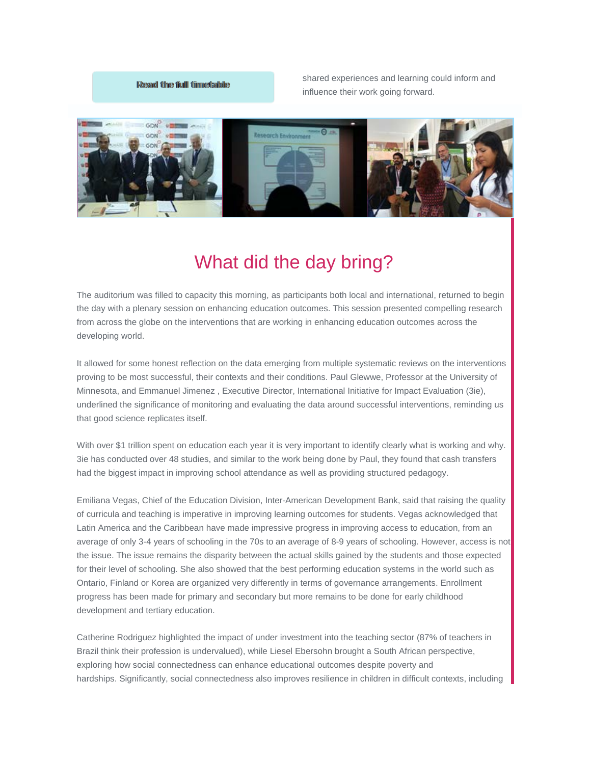Read the full timetable

shared experiences and learning could inform and influence their work going forward.

## What did the day bring?

The auditorium was filled to capacity this morning, as participants both local and international, returned to begin the day with a plenary session on enhancing education outcomes. This session presented compelling research from across the globe on the interventions that are working in enhancing education outcomes across the developing world.

It allowed for some honest reflection on the data emerging from multiple systematic reviews on the interventions proving to be most successful, their contexts and their conditions. Paul Glewwe, Professor at the University of Minnesota, and Emmanuel Jimenez , Executive Director, International Initiative for Impact Evaluation (3ie), underlined the significance of monitoring and evaluating the data around successful interventions, reminding us that good science replicates itself.

With over $1 trillion spent on education each year it is very important to identify clearly what is working and why. 3ie has conducted over 48 studies, and similar to the work being done by Paul, they found that cash transfers had the biggest impact in improving school attendance as well as providing structured pedagogy.

Emiliana Vegas, Chief of the Education Division, Inter-American Development Bank, said that raising the quality of curricula and teaching is imperative in improving learning outcomes for students. Vegas acknowledged that Latin America and the Caribbean have made impressive progress in improving access to education, from an average of only 3-4 years of schooling in the 70s to an average of 8-9 years of schooling. However, access is not the issue. The issue remains the disparity between the actual skills gained by the students and those expected for their level of schooling. She also showed that the best performing education systems in the world such as Ontario, Finland or Korea are organized very differently in terms of governance arrangements. Enrollment progress has been made for primary and secondary but more remains to be done for early childhood development and tertiary education.

Catherine Rodriguez highlighted the impact of under investment into the teaching sector (87% of teachers in Brazil think their profession is undervalued), while Liesel Ebersohn brought a South African perspective, exploring how social connectedness can enhance educational outcomes despite poverty and hardships. Significantly, social connectedness also improves resilience in children in difficult contexts, including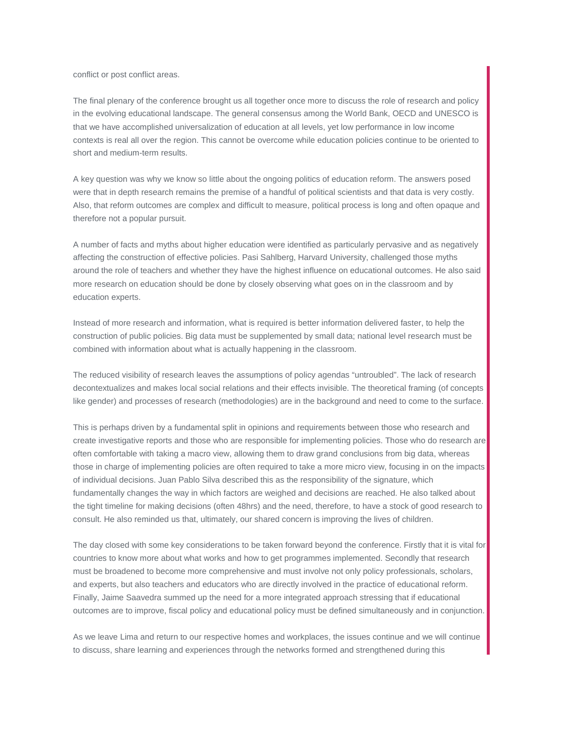conflict or post conflict areas.

The final plenary of the conference brought us all together once more to discuss the role of research and policy in the evolving educational landscape. The general consensus among the World Bank, OECD and UNESCO is that we have accomplished universalization of education at all levels, yet low performance in low income contexts is real all over the region. This cannot be overcome while education policies continue to be oriented to short and medium-term results.

A key question was why we know so little about the ongoing politics of education reform. The answers posed were that in depth research remains the premise of a handful of political scientists and that data is very costly. Also, that reform outcomes are complex and difficult to measure, political process is long and often opaque and therefore not a popular pursuit.

A number of facts and myths about higher education were identified as particularly pervasive and as negatively affecting the construction of effective policies. Pasi Sahlberg, Harvard University, challenged those myths around the role of teachers and whether they have the highest influence on educational outcomes. He also said more research on education should be done by closely observing what goes on in the classroom and by education experts.

Instead of more research and information, what is required is better information delivered faster, to help the construction of public policies. Big data must be supplemented by small data; national level research must be combined with information about what is actually happening in the classroom.

The reduced visibility of research leaves the assumptions of policy agendas "untroubled". The lack of research decontextualizes and makes local social relations and their effects invisible. The theoretical framing (of concepts like gender) and processes of research (methodologies) are in the background and need to come to the surface.

This is perhaps driven by a fundamental split in opinions and requirements between those who research and create investigative reports and those who are responsible for implementing policies. Those who do research are often comfortable with taking a macro view, allowing them to draw grand conclusions from big data, whereas those in charge of implementing policies are often required to take a more micro view, focusing in on the impacts of individual decisions. Juan Pablo Silva described this as the responsibility of the signature, which fundamentally changes the way in which factors are weighed and decisions are reached. He also talked about the tight timeline for making decisions (often 48hrs) and the need, therefore, to have a stock of good research to consult. He also reminded us that, ultimately, our shared concern is improving the lives of children.

The day closed with some key considerations to be taken forward beyond the conference. Firstly that it is vital for countries to know more about what works and how to get programmes implemented. Secondly that research must be broadened to become more comprehensive and must involve not only policy professionals, scholars, and experts, but also teachers and educators who are directly involved in the practice of educational reform. Finally, Jaime Saavedra summed up the need for a more integrated approach stressing that if educational outcomes are to improve, fiscal policy and educational policy must be defined simultaneously and in conjunction.

As we leave Lima and return to our respective homes and workplaces, the issues continue and we will continue to discuss, share learning and experiences through the networks formed and strengthened during this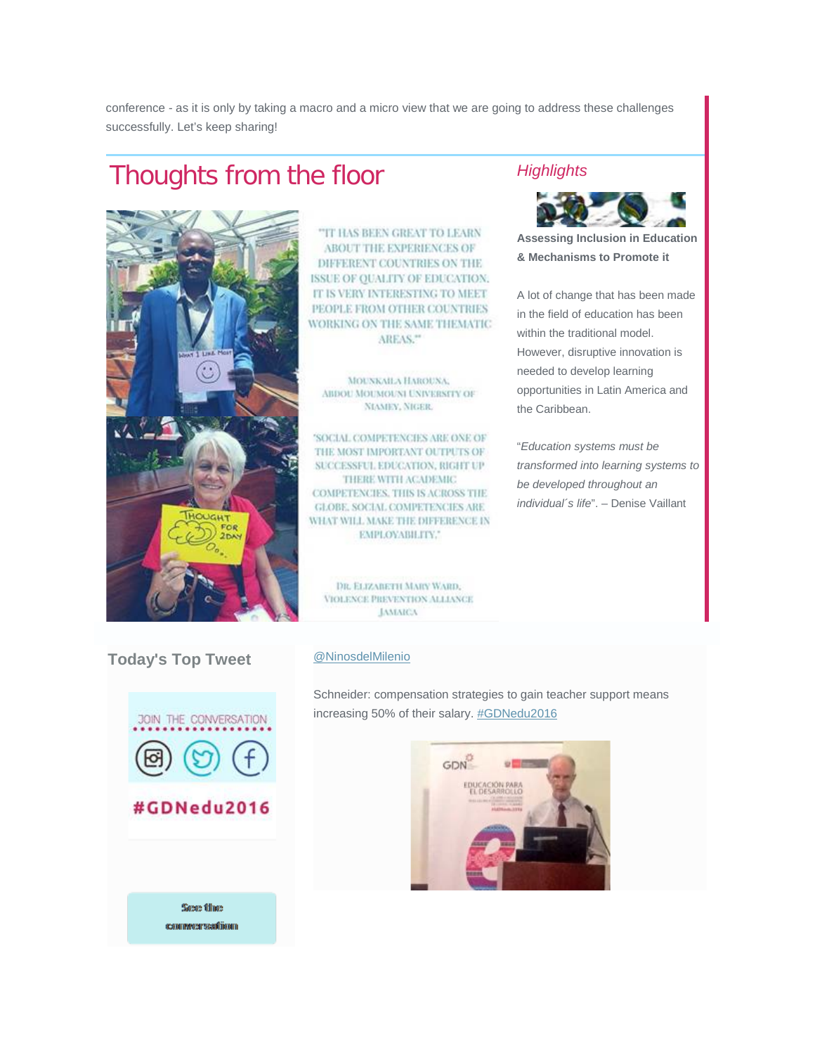conference - as it is only by taking a macro and a micro view that we are going to address these challenges successfully. Let's keep sharing!

## Thoughts from the floor

"IT HAS BEEN GREAT TO LEARN ABOUT THE EXPERIENCES OF DIFFERENT COUNTRIES ON THE ISSUE OF QUALITY OF EDUCATION. IT IS VERY INTERESTING TO MEET PEOPLE FROM OTHER COUNTRIES WORKING ON THE SAME THEMATIC AREAS."

MOUNKAILA HAROUNA,
ABDOU MOUMOUNI UNIVERSITY OF NIAMEY, NIGER.

"SOCIAL COMPETENCIES ARE ONE OF THE MOST IMPORTANT OUTPUTS OF SUCCESSFUL EDUCATION, RIGHT UP THERE WITH ACADEMIC COMPETENCIES. THIS IS ACROSS THE GLOBE. SOCIAL COMPETENCIES ARE WHAT WILL MAKE THE DIFFERENCE IN EMPLOYABILITY."

DR. ELIZABETH MARY WARD,
VIOLENCE PREVENTION ALLIANCE
JAMAICA

## *Highlights*

**Assessing Inclusion in Education & Mechanisms to Promote it**

A lot of change that has been made in the field of education has been within the traditional model. However, disruptive innovation is needed to develop learning opportunities in Latin America and the Caribbean.

"*Education systems must be transformed into learning systems to be developed throughout an individual´s life*". – Denise Vaillant

## Today's Top Tweet

JOIN THE CONVERSATION

#GDNedu2016

See the conversation

@NinosdelMilenio

Schneider: compensation strategies to gain teacher support means increasing 50% of their salary. #GDNedu2016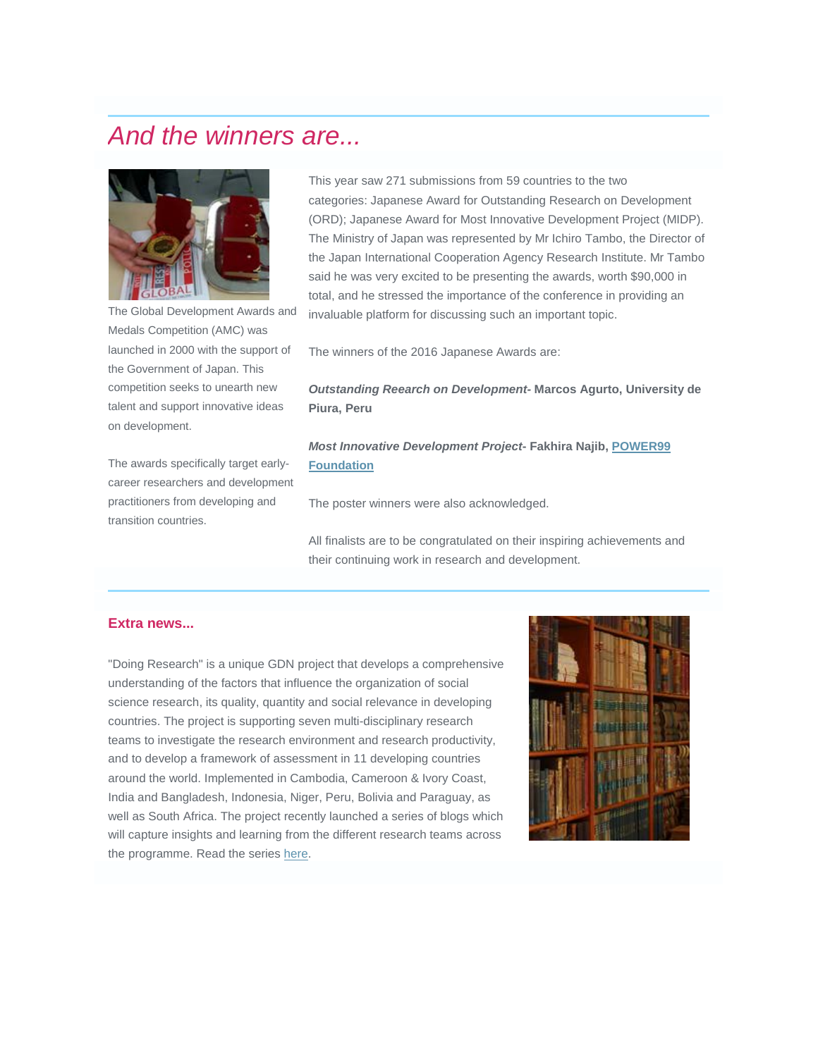## *And the winners are...*

The Global Development Awards and Medals Competition (AMC) was launched in 2000 with the support of the Government of Japan. This competition seeks to unearth new talent and support innovative ideas on development.

The awards specifically target early-career researchers and development practitioners from developing and transition countries.

This year saw 271 submissions from 59 countries to the two categories: Japanese Award for Outstanding Research on Development (ORD); Japanese Award for Most Innovative Development Project (MIDP). The Ministry of Japan was represented by Mr Ichiro Tambo, the Director of the Japan International Cooperation Agency Research Institute. Mr Tambo said he was very excited to be presenting the awards, worth $90,000 in total, and he stressed the importance of the conference in providing an invaluable platform for discussing such an important topic.

The winners of the 2016 Japanese Awards are:

***Outstanding Reearch on Development-* Marcos Agurto, University de Piura, Peru**

***Most Innovative Development Project-* Fakhira Najib, POWER99 Foundation**

The poster winners were also acknowledged.

All finalists are to be congratulated on their inspiring achievements and their continuing work in research and development.

### Extra news...

"Doing Research" is a unique GDN project that develops a comprehensive understanding of the factors that influence the organization of social science research, its quality, quantity and social relevance in developing countries. The project is supporting seven multi-disciplinary research teams to investigate the research environment and research productivity, and to develop a framework of assessment in 11 developing countries around the world. Implemented in Cambodia, Cameroon & Ivory Coast, India and Bangladesh, Indonesia, Niger, Peru, Bolivia and Paraguay, as well as South Africa. The project recently launched a series of blogs which will capture insights and learning from the different research teams across the programme. Read the series here.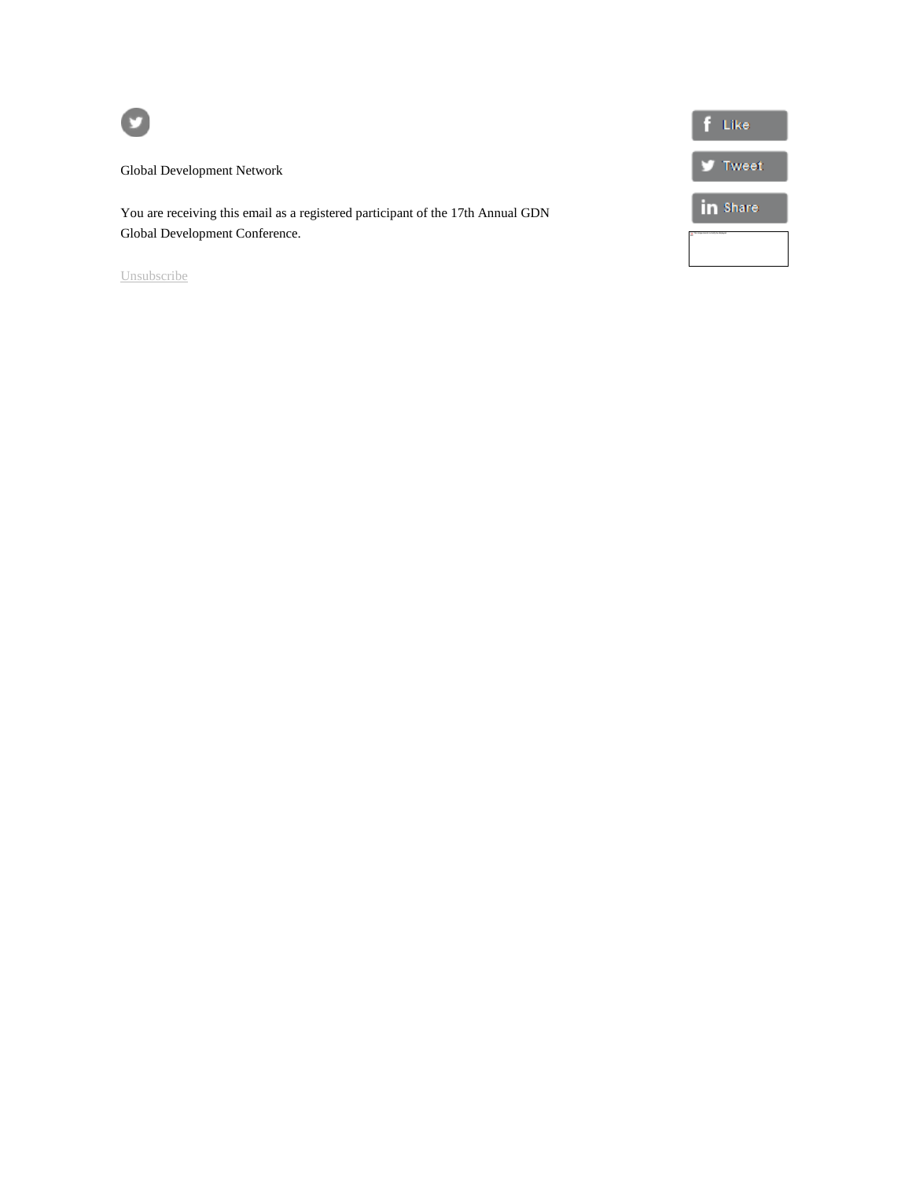Global Development Network

You are receiving this email as a registered participant of the 17th Annual GDN Global Development Conference.

Unsubscribe

Like

Tweet

Share